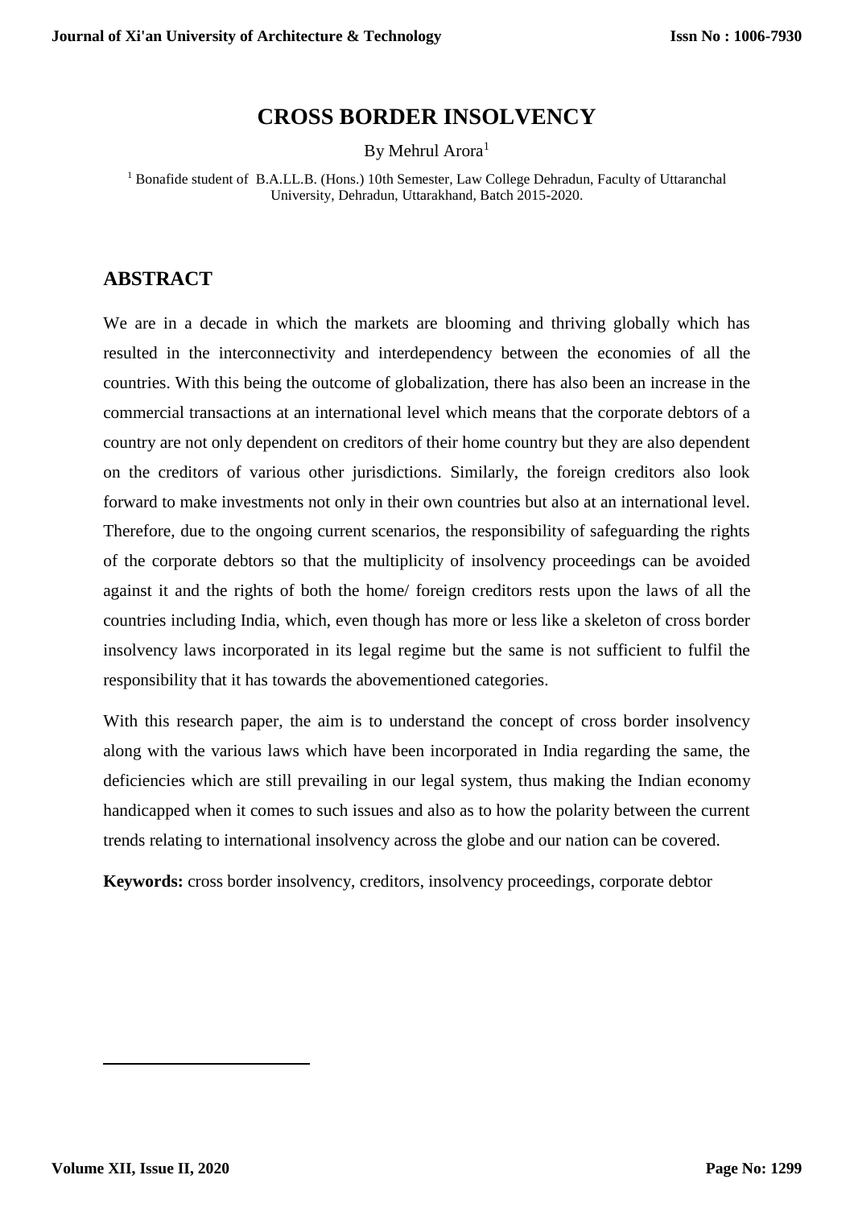# CROSS BORDER INSOLVENCY

By Mehrul Arora[1]

[1] Bonafide student of B.A.LL.B. (Hons.) 10th Semester, Law College Dehradun, Faculty of Uttaranchal University, Dehradun, Uttarakhand, Batch 2015-2020.

## ABSTRACT

We are in a decade in which the markets are blooming and thriving globally which has resulted in the interconnectivity and interdependency between the economies of all the countries. With this being the outcome of globalization, there has also been an increase in the commercial transactions at an international level which means that the corporate debtors of a country are not only dependent on creditors of their home country but they are also dependent on the creditors of various other jurisdictions. Similarly, the foreign creditors also look forward to make investments not only in their own countries but also at an international level. Therefore, due to the ongoing current scenarios, the responsibility of safeguarding the rights of the corporate debtors so that the multiplicity of insolvency proceedings can be avoided against it and the rights of both the home/ foreign creditors rests upon the laws of all the countries including India, which, even though has more or less like a skeleton of cross border insolvency laws incorporated in its legal regime but the same is not sufficient to fulfil the responsibility that it has towards the abovementioned categories.

With this research paper, the aim is to understand the concept of cross border insolvency along with the various laws which have been incorporated in India regarding the same, the deficiencies which are still prevailing in our legal system, thus making the Indian economy handicapped when it comes to such issues and also as to how the polarity between the current trends relating to international insolvency across the globe and our nation can be covered.

**Keywords:** cross border insolvency, creditors, insolvency proceedings, corporate debtor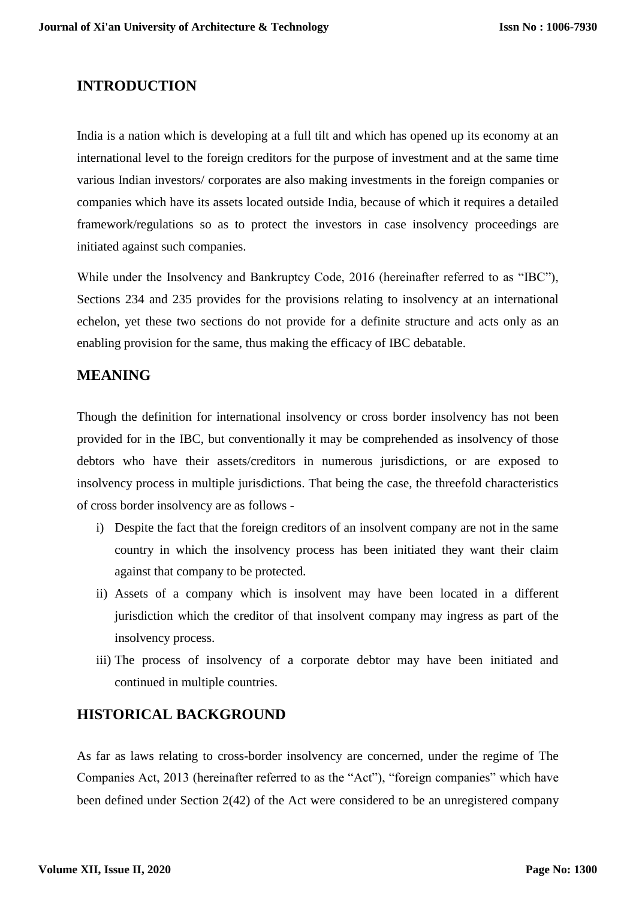## INTRODUCTION

India is a nation which is developing at a full tilt and which has opened up its economy at an international level to the foreign creditors for the purpose of investment and at the same time various Indian investors/ corporates are also making investments in the foreign companies or companies which have its assets located outside India, because of which it requires a detailed framework/regulations so as to protect the investors in case insolvency proceedings are initiated against such companies.

While under the Insolvency and Bankruptcy Code, 2016 (hereinafter referred to as "IBC"), Sections 234 and 235 provides for the provisions relating to insolvency at an international echelon, yet these two sections do not provide for a definite structure and acts only as an enabling provision for the same, thus making the efficacy of IBC debatable.

## MEANING

Though the definition for international insolvency or cross border insolvency has not been provided for in the IBC, but conventionally it may be comprehended as insolvency of those debtors who have their assets/creditors in numerous jurisdictions, or are exposed to insolvency process in multiple jurisdictions. That being the case, the threefold characteristics of cross border insolvency are as follows -

i) Despite the fact that the foreign creditors of an insolvent company are not in the same country in which the insolvency process has been initiated they want their claim against that company to be protected.
ii) Assets of a company which is insolvent may have been located in a different jurisdiction which the creditor of that insolvent company may ingress as part of the insolvency process.
iii) The process of insolvency of a corporate debtor may have been initiated and continued in multiple countries.

## HISTORICAL BACKGROUND

As far as laws relating to cross-border insolvency are concerned, under the regime of The Companies Act, 2013 (hereinafter referred to as the "Act"), "foreign companies" which have been defined under Section 2(42) of the Act were considered to be an unregistered company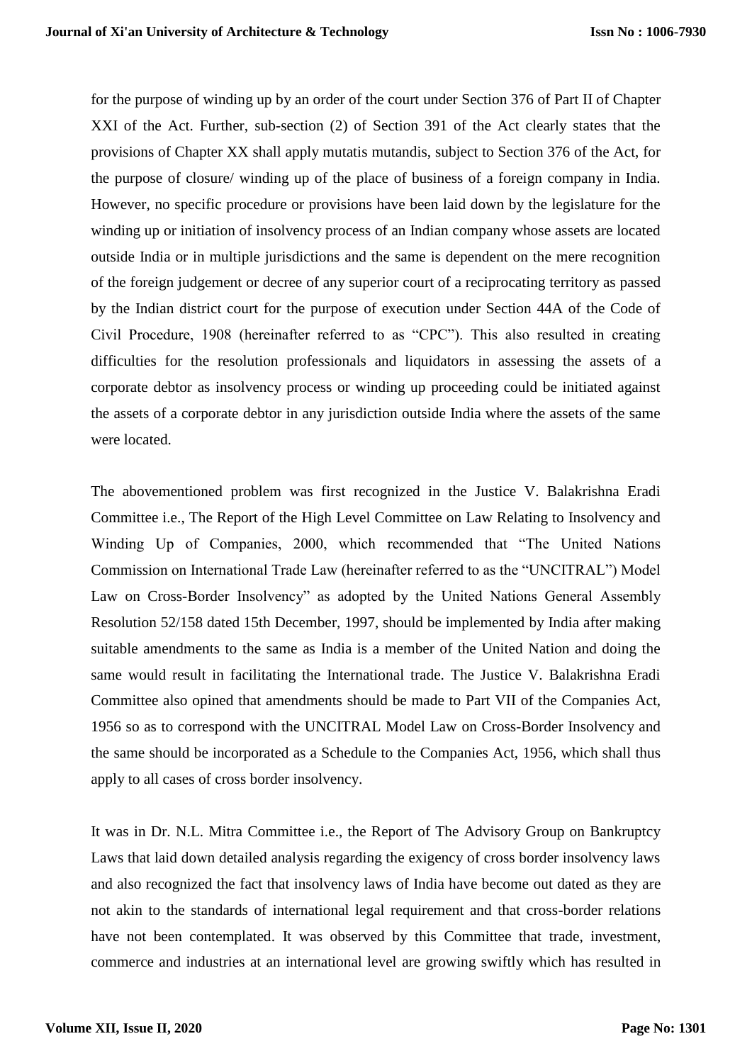for the purpose of winding up by an order of the court under Section 376 of Part II of Chapter XXI of the Act. Further, sub-section (2) of Section 391 of the Act clearly states that the provisions of Chapter XX shall apply mutatis mutandis, subject to Section 376 of the Act, for the purpose of closure/ winding up of the place of business of a foreign company in India. However, no specific procedure or provisions have been laid down by the legislature for the winding up or initiation of insolvency process of an Indian company whose assets are located outside India or in multiple jurisdictions and the same is dependent on the mere recognition of the foreign judgement or decree of any superior court of a reciprocating territory as passed by the Indian district court for the purpose of execution under Section 44A of the Code of Civil Procedure, 1908 (hereinafter referred to as "CPC"). This also resulted in creating difficulties for the resolution professionals and liquidators in assessing the assets of a corporate debtor as insolvency process or winding up proceeding could be initiated against the assets of a corporate debtor in any jurisdiction outside India where the assets of the same were located.

The abovementioned problem was first recognized in the Justice V. Balakrishna Eradi Committee i.e., The Report of the High Level Committee on Law Relating to Insolvency and Winding Up of Companies, 2000, which recommended that "The United Nations Commission on International Trade Law (hereinafter referred to as the "UNCITRAL") Model Law on Cross-Border Insolvency" as adopted by the United Nations General Assembly Resolution 52/158 dated 15th December, 1997, should be implemented by India after making suitable amendments to the same as India is a member of the United Nation and doing the same would result in facilitating the International trade. The Justice V. Balakrishna Eradi Committee also opined that amendments should be made to Part VII of the Companies Act, 1956 so as to correspond with the UNCITRAL Model Law on Cross-Border Insolvency and the same should be incorporated as a Schedule to the Companies Act, 1956, which shall thus apply to all cases of cross border insolvency.

It was in Dr. N.L. Mitra Committee i.e., the Report of The Advisory Group on Bankruptcy Laws that laid down detailed analysis regarding the exigency of cross border insolvency laws and also recognized the fact that insolvency laws of India have become out dated as they are not akin to the standards of international legal requirement and that cross-border relations have not been contemplated. It was observed by this Committee that trade, investment, commerce and industries at an international level are growing swiftly which has resulted in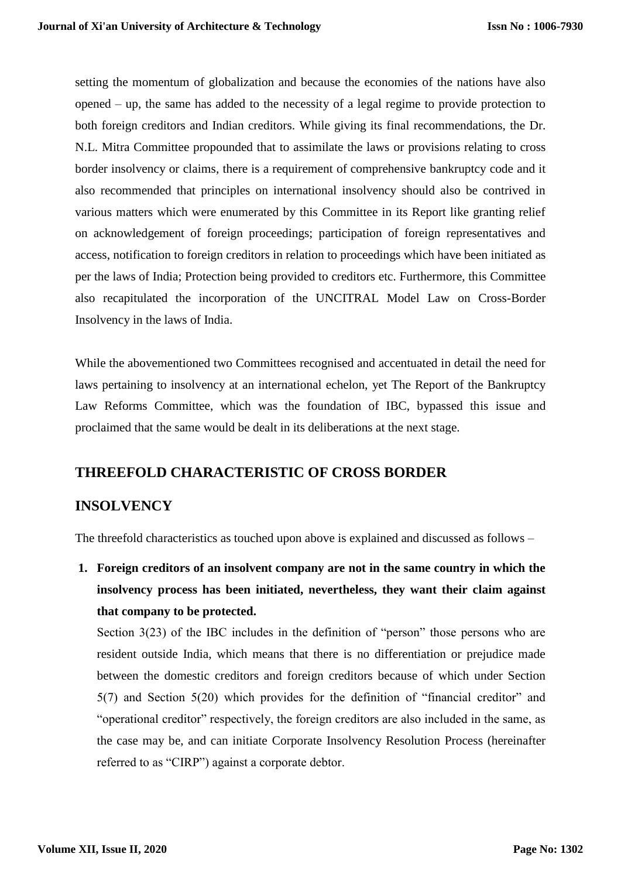setting the momentum of globalization and because the economies of the nations have also opened – up, the same has added to the necessity of a legal regime to provide protection to both foreign creditors and Indian creditors. While giving its final recommendations, the Dr. N.L. Mitra Committee propounded that to assimilate the laws or provisions relating to cross border insolvency or claims, there is a requirement of comprehensive bankruptcy code and it also recommended that principles on international insolvency should also be contrived in various matters which were enumerated by this Committee in its Report like granting relief on acknowledgement of foreign proceedings; participation of foreign representatives and access, notification to foreign creditors in relation to proceedings which have been initiated as per the laws of India; Protection being provided to creditors etc. Furthermore, this Committee also recapitulated the incorporation of the UNCITRAL Model Law on Cross-Border Insolvency in the laws of India.

While the abovementioned two Committees recognised and accentuated in detail the need for laws pertaining to insolvency at an international echelon, yet The Report of the Bankruptcy Law Reforms Committee, which was the foundation of IBC, bypassed this issue and proclaimed that the same would be dealt in its deliberations at the next stage.

## THREEFOLD CHARACTERISTIC OF CROSS BORDER INSOLVENCY

The threefold characteristics as touched upon above is explained and discussed as follows –

1. **Foreign creditors of an insolvent company are not in the same country in which the insolvency process has been initiated, nevertheless, they want their claim against that company to be protected.**

   Section 3(23) of the IBC includes in the definition of "person" those persons who are resident outside India, which means that there is no differentiation or prejudice made between the domestic creditors and foreign creditors because of which under Section 5(7) and Section 5(20) which provides for the definition of "financial creditor" and "operational creditor" respectively, the foreign creditors are also included in the same, as the case may be, and can initiate Corporate Insolvency Resolution Process (hereinafter referred to as "CIRP") against a corporate debtor.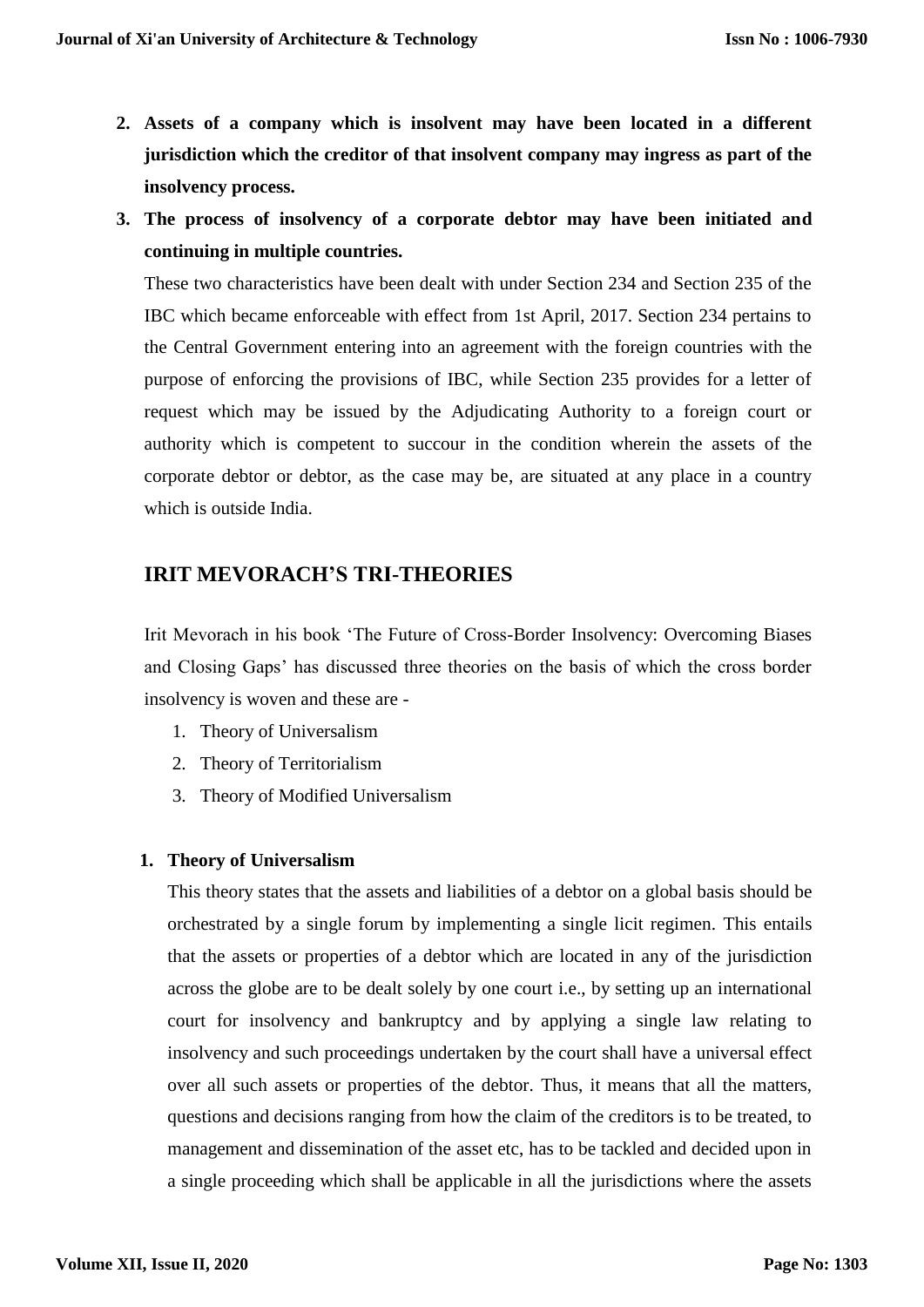2. **Assets of a company which is insolvent may have been located in a different jurisdiction which the creditor of that insolvent company may ingress as part of the insolvency process.**
3. **The process of insolvency of a corporate debtor may have been initiated and continuing in multiple countries.**

   These two characteristics have been dealt with under Section 234 and Section 235 of the IBC which became enforceable with effect from 1st April, 2017. Section 234 pertains to the Central Government entering into an agreement with the foreign countries with the purpose of enforcing the provisions of IBC, while Section 235 provides for a letter of request which may be issued by the Adjudicating Authority to a foreign court or authority which is competent to succour in the condition wherein the assets of the corporate debtor or debtor, as the case may be, are situated at any place in a country which is outside India.

## IRIT MEVORACH'S TRI-THEORIES

Irit Mevorach in his book 'The Future of Cross-Border Insolvency: Overcoming Biases and Closing Gaps' has discussed three theories on the basis of which the cross border insolvency is woven and these are -

1. Theory of Universalism
2. Theory of Territorialism
3. Theory of Modified Universalism

### 1. Theory of Universalism

This theory states that the assets and liabilities of a debtor on a global basis should be orchestrated by a single forum by implementing a single licit regimen. This entails that the assets or properties of a debtor which are located in any of the jurisdiction across the globe are to be dealt solely by one court i.e., by setting up an international court for insolvency and bankruptcy and by applying a single law relating to insolvency and such proceedings undertaken by the court shall have a universal effect over all such assets or properties of the debtor. Thus, it means that all the matters, questions and decisions ranging from how the claim of the creditors is to be treated, to management and dissemination of the asset etc, has to be tackled and decided upon in a single proceeding which shall be applicable in all the jurisdictions where the assets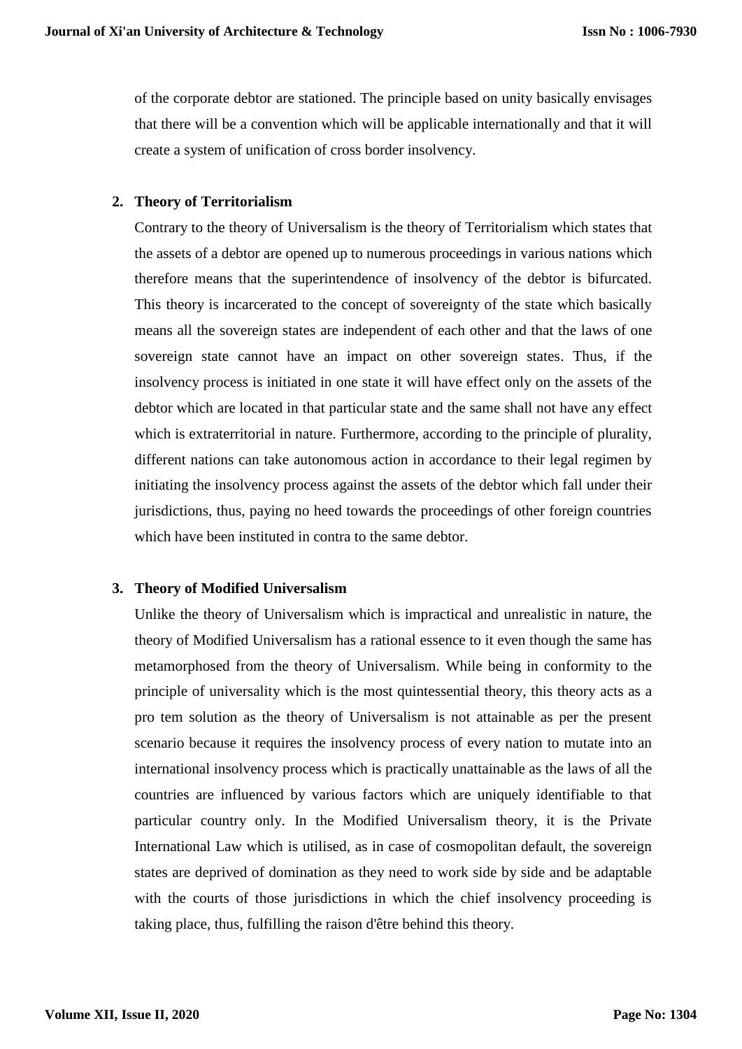of the corporate debtor are stationed. The principle based on unity basically envisages that there will be a convention which will be applicable internationally and that it will create a system of unification of cross border insolvency.

2. **Theory of Territorialism**

   Contrary to the theory of Universalism is the theory of Territorialism which states that the assets of a debtor are opened up to numerous proceedings in various nations which therefore means that the superintendence of insolvency of the debtor is bifurcated. This theory is incarcerated to the concept of sovereignty of the state which basically means all the sovereign states are independent of each other and that the laws of one sovereign state cannot have an impact on other sovereign states. Thus, if the insolvency process is initiated in one state it will have effect only on the assets of the debtor which are located in that particular state and the same shall not have any effect which is extraterritorial in nature. Furthermore, according to the principle of plurality, different nations can take autonomous action in accordance to their legal regimen by initiating the insolvency process against the assets of the debtor which fall under their jurisdictions, thus, paying no heed towards the proceedings of other foreign countries which have been instituted in contra to the same debtor.

3. **Theory of Modified Universalism**

   Unlike the theory of Universalism which is impractical and unrealistic in nature, the theory of Modified Universalism has a rational essence to it even though the same has metamorphosed from the theory of Universalism. While being in conformity to the principle of universality which is the most quintessential theory, this theory acts as a pro tem solution as the theory of Universalism is not attainable as per the present scenario because it requires the insolvency process of every nation to mutate into an international insolvency process which is practically unattainable as the laws of all the countries are influenced by various factors which are uniquely identifiable to that particular country only. In the Modified Universalism theory, it is the Private International Law which is utilised, as in case of cosmopolitan default, the sovereign states are deprived of domination as they need to work side by side and be adaptable with the courts of those jurisdictions in which the chief insolvency proceeding is taking place, thus, fulfilling the raison d'être behind this theory.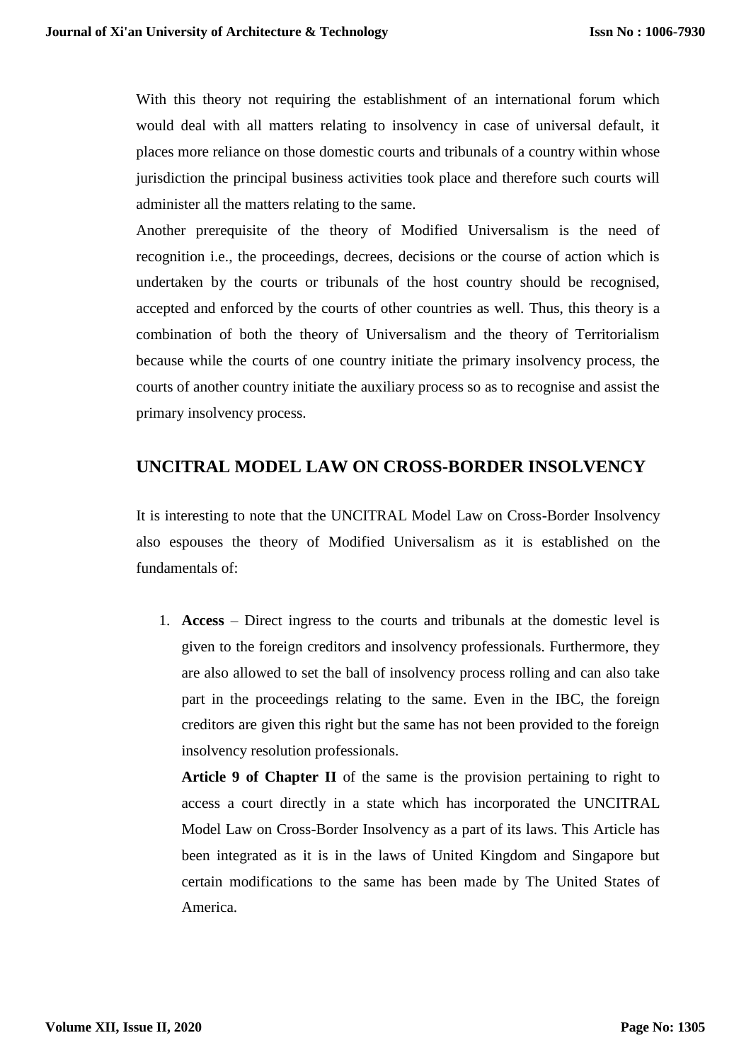With this theory not requiring the establishment of an international forum which would deal with all matters relating to insolvency in case of universal default, it places more reliance on those domestic courts and tribunals of a country within whose jurisdiction the principal business activities took place and therefore such courts will administer all the matters relating to the same.

Another prerequisite of the theory of Modified Universalism is the need of recognition i.e., the proceedings, decrees, decisions or the course of action which is undertaken by the courts or tribunals of the host country should be recognised, accepted and enforced by the courts of other countries as well. Thus, this theory is a combination of both the theory of Universalism and the theory of Territorialism because while the courts of one country initiate the primary insolvency process, the courts of another country initiate the auxiliary process so as to recognise and assist the primary insolvency process.

## UNCITRAL MODEL LAW ON CROSS-BORDER INSOLVENCY

It is interesting to note that the UNCITRAL Model Law on Cross-Border Insolvency also espouses the theory of Modified Universalism as it is established on the fundamentals of:

1. **Access** – Direct ingress to the courts and tribunals at the domestic level is given to the foreign creditors and insolvency professionals. Furthermore, they are also allowed to set the ball of insolvency process rolling and can also take part in the proceedings relating to the same. Even in the IBC, the foreign creditors are given this right but the same has not been provided to the foreign insolvency resolution professionals.

   **Article 9 of Chapter II** of the same is the provision pertaining to right to access a court directly in a state which has incorporated the UNCITRAL Model Law on Cross-Border Insolvency as a part of its laws. This Article has been integrated as it is in the laws of United Kingdom and Singapore but certain modifications to the same has been made by The United States of America.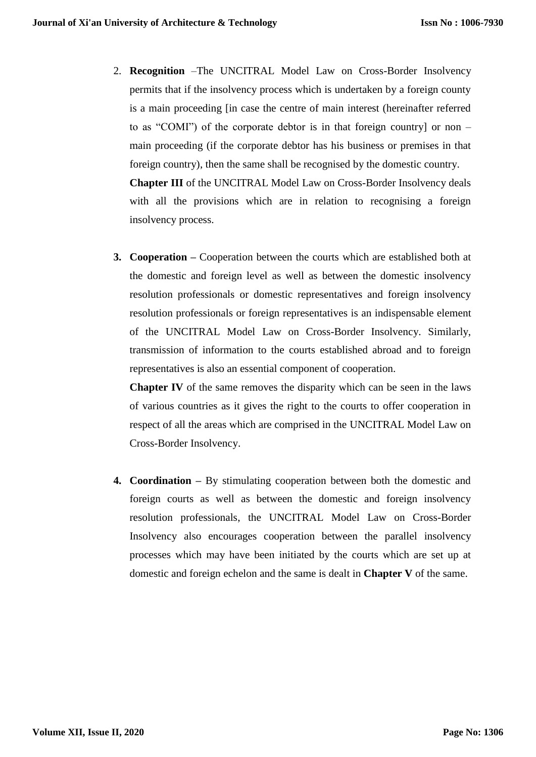2. **Recognition** –The UNCITRAL Model Law on Cross-Border Insolvency permits that if the insolvency process which is undertaken by a foreign county is a main proceeding [in case the centre of main interest (hereinafter referred to as "COMI") of the corporate debtor is in that foreign country] or non – main proceeding (if the corporate debtor has his business or premises in that foreign country), then the same shall be recognised by the domestic country.

   **Chapter III** of the UNCITRAL Model Law on Cross-Border Insolvency deals with all the provisions which are in relation to recognising a foreign insolvency process.

3. **Cooperation –** Cooperation between the courts which are established both at the domestic and foreign level as well as between the domestic insolvency resolution professionals or domestic representatives and foreign insolvency resolution professionals or foreign representatives is an indispensable element of the UNCITRAL Model Law on Cross-Border Insolvency. Similarly, transmission of information to the courts established abroad and to foreign representatives is also an essential component of cooperation.

   **Chapter IV** of the same removes the disparity which can be seen in the laws of various countries as it gives the right to the courts to offer cooperation in respect of all the areas which are comprised in the UNCITRAL Model Law on Cross-Border Insolvency.

4. **Coordination –** By stimulating cooperation between both the domestic and foreign courts as well as between the domestic and foreign insolvency resolution professionals, the UNCITRAL Model Law on Cross-Border Insolvency also encourages cooperation between the parallel insolvency processes which may have been initiated by the courts which are set up at domestic and foreign echelon and the same is dealt in **Chapter V** of the same.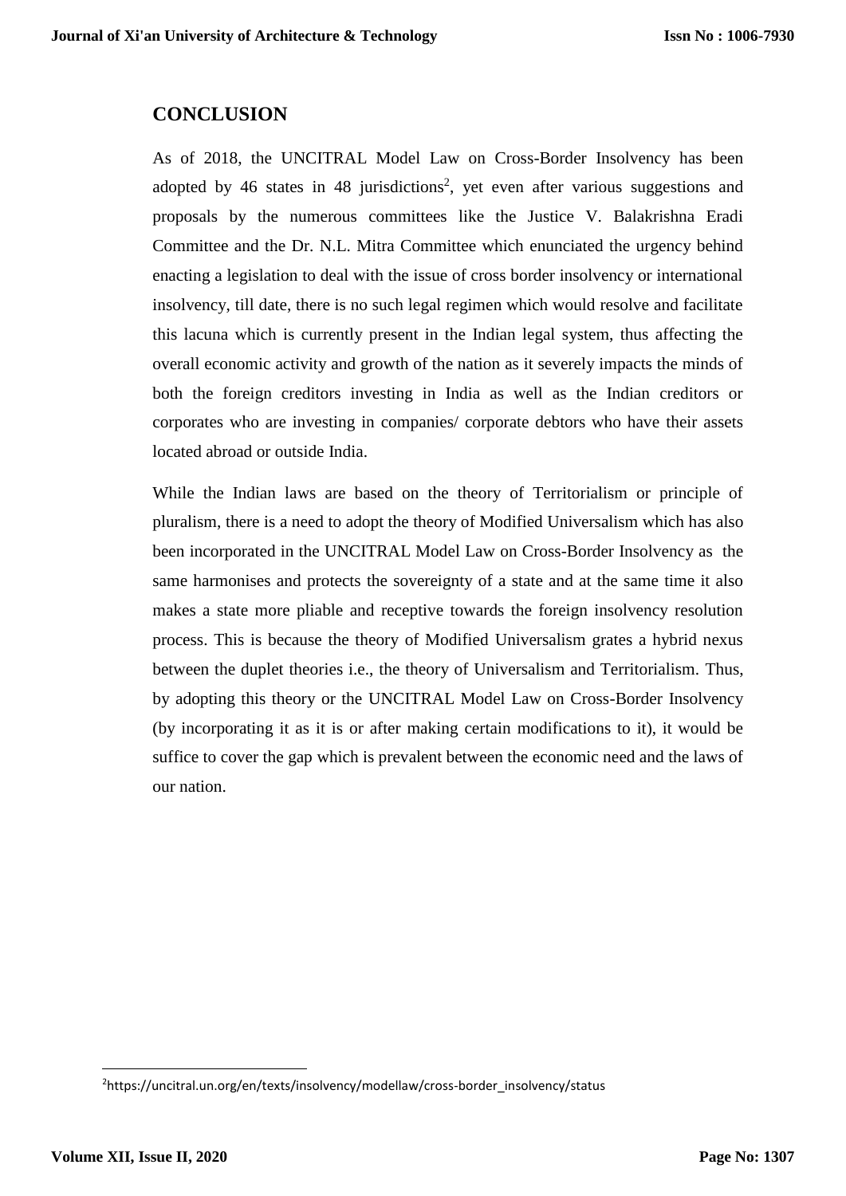## CONCLUSION

As of 2018, the UNCITRAL Model Law on Cross-Border Insolvency has been adopted by 46 states in 48 jurisdictions[2], yet even after various suggestions and proposals by the numerous committees like the Justice V. Balakrishna Eradi Committee and the Dr. N.L. Mitra Committee which enunciated the urgency behind enacting a legislation to deal with the issue of cross border insolvency or international insolvency, till date, there is no such legal regimen which would resolve and facilitate this lacuna which is currently present in the Indian legal system, thus affecting the overall economic activity and growth of the nation as it severely impacts the minds of both the foreign creditors investing in India as well as the Indian creditors or corporates who are investing in companies/ corporate debtors who have their assets located abroad or outside India.

While the Indian laws are based on the theory of Territorialism or principle of pluralism, there is a need to adopt the theory of Modified Universalism which has also been incorporated in the UNCITRAL Model Law on Cross-Border Insolvency as the same harmonises and protects the sovereignty of a state and at the same time it also makes a state more pliable and receptive towards the foreign insolvency resolution process. This is because the theory of Modified Universalism grates a hybrid nexus between the duplet theories i.e., the theory of Universalism and Territorialism. Thus, by adopting this theory or the UNCITRAL Model Law on Cross-Border Insolvency (by incorporating it as it is or after making certain modifications to it), it would be suffice to cover the gap which is prevalent between the economic need and the laws of our nation.

---

[2]https://uncitral.un.org/en/texts/insolvency/modellaw/cross-border_insolvency/status